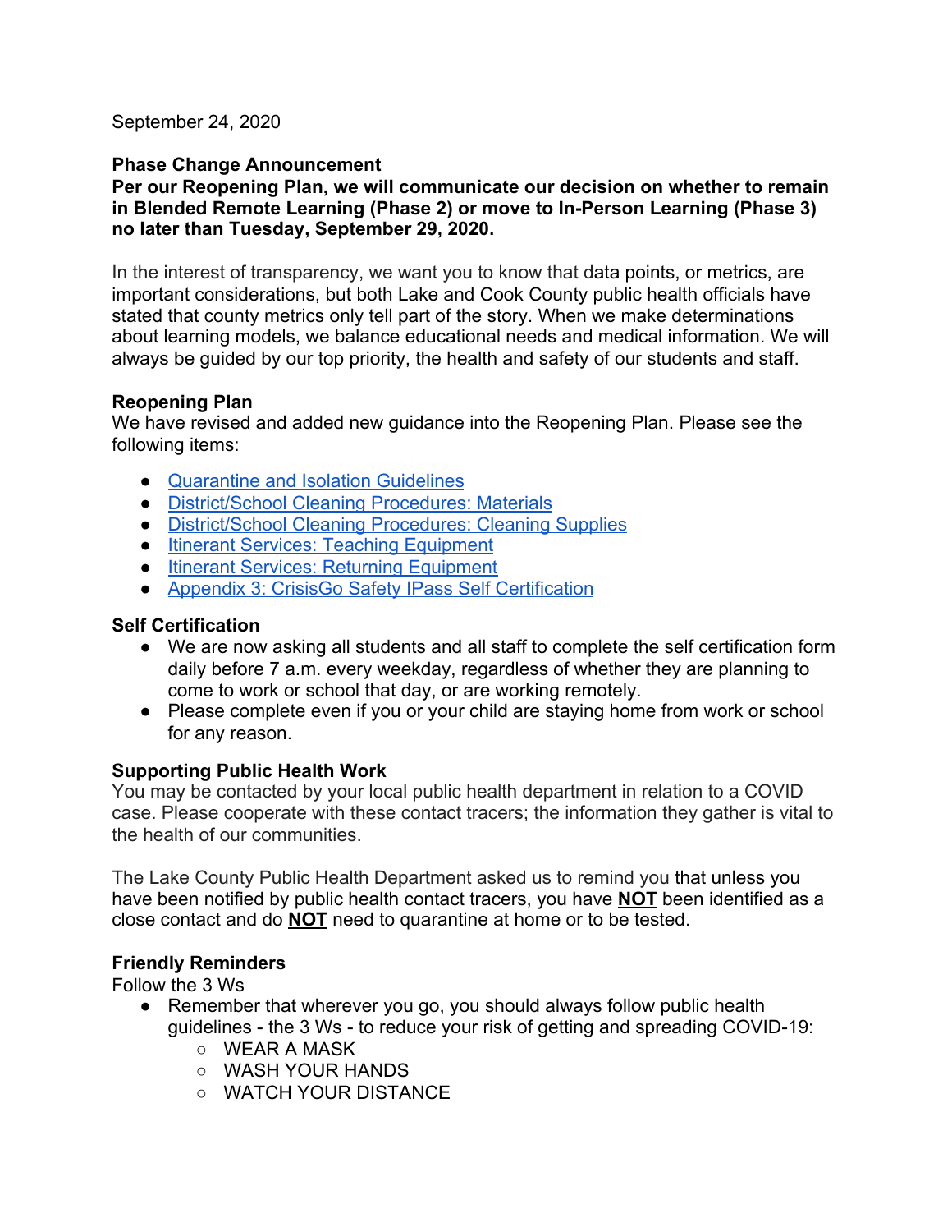September 24, 2020

**Phase Change Announcement**
**Per our Reopening Plan, we will communicate our decision on whether to remain in Blended Remote Learning (Phase 2) or move to In-Person Learning (Phase 3) no later than Tuesday, September 29, 2020.**

In the interest of transparency, we want you to know that data points, or metrics, are important considerations, but both Lake and Cook County public health officials have stated that county metrics only tell part of the story. When we make determinations about learning models, we balance educational needs and medical information. We will always be guided by our top priority, the health and safety of our students and staff.

**Reopening Plan**
We have revised and added new guidance into the Reopening Plan. Please see the following items:

- Quarantine and Isolation Guidelines
- District/School Cleaning Procedures: Materials
- District/School Cleaning Procedures: Cleaning Supplies
- Itinerant Services: Teaching Equipment
- Itinerant Services: Returning Equipment
- Appendix 3: CrisisGo Safety IPass Self Certification

**Self Certification**

- We are now asking all students and all staff to complete the self certification form daily before 7 a.m. every weekday, regardless of whether they are planning to come to work or school that day, or are working remotely.
- Please complete even if you or your child are staying home from work or school for any reason.

**Supporting Public Health Work**
You may be contacted by your local public health department in relation to a COVID case. Please cooperate with these contact tracers; the information they gather is vital to the health of our communities.

The Lake County Public Health Department asked us to remind you that unless you have been notified by public health contact tracers, you have **NOT** been identified as a close contact and do **NOT** need to quarantine at home or to be tested.

**Friendly Reminders**
Follow the 3 Ws

- Remember that wherever you go, you should always follow public health guidelines - the 3 Ws - to reduce your risk of getting and spreading COVID-19:
  - WEAR A MASK
  - WASH YOUR HANDS
  - WATCH YOUR DISTANCE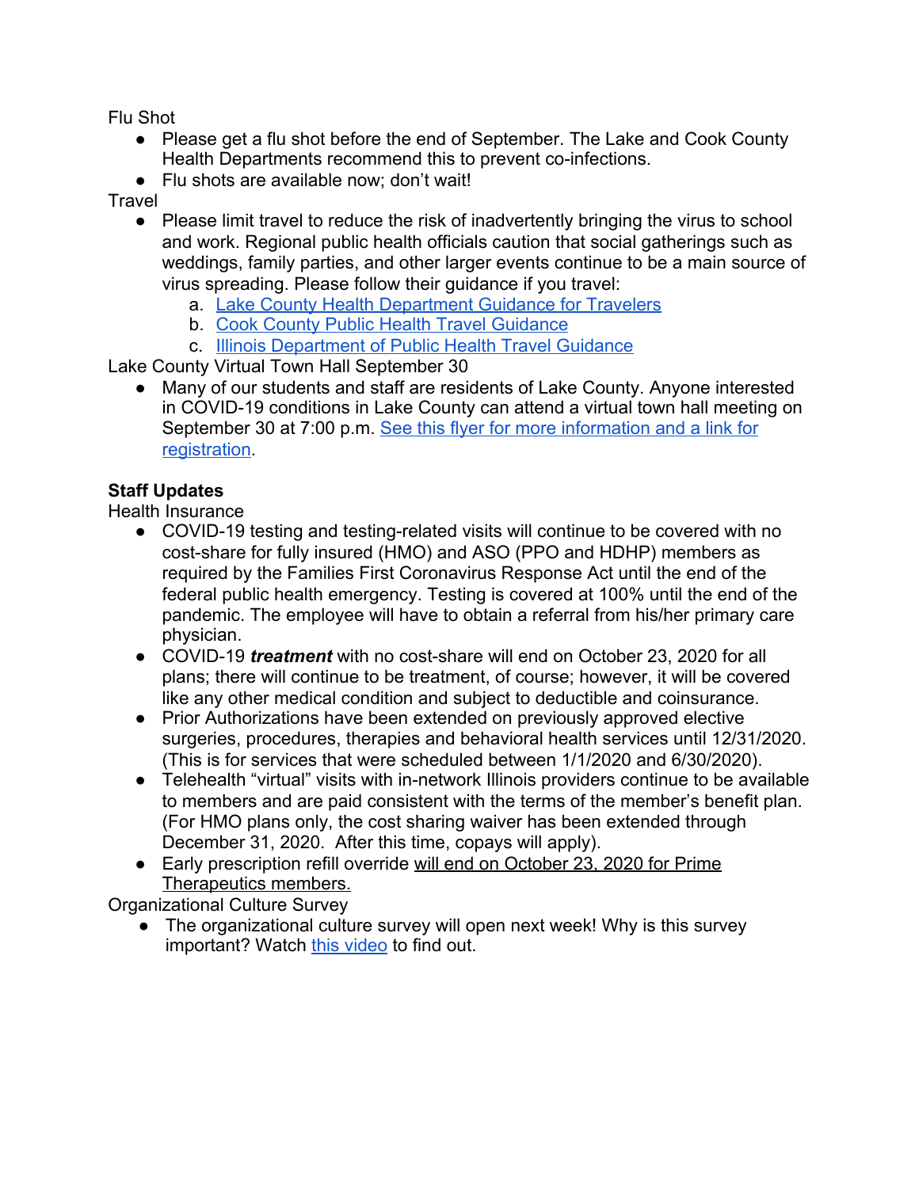Flu Shot

- Please get a flu shot before the end of September. The Lake and Cook County Health Departments recommend this to prevent co-infections.
- Flu shots are available now; don't wait!

Travel

- Please limit travel to reduce the risk of inadvertently bringing the virus to school and work. Regional public health officials caution that social gatherings such as weddings, family parties, and other larger events continue to be a main source of virus spreading. Please follow their guidance if you travel:
    a. Lake County Health Department Guidance for Travelers
    b. Cook County Public Health Travel Guidance
    c. Illinois Department of Public Health Travel Guidance

Lake County Virtual Town Hall September 30

- Many of our students and staff are residents of Lake County. Anyone interested in COVID-19 conditions in Lake County can attend a virtual town hall meeting on September 30 at 7:00 p.m. See this flyer for more information and a link for registration.

**Staff Updates**

Health Insurance

- COVID-19 testing and testing-related visits will continue to be covered with no cost-share for fully insured (HMO) and ASO (PPO and HDHP) members as required by the Families First Coronavirus Response Act until the end of the federal public health emergency. Testing is covered at 100% until the end of the pandemic. The employee will have to obtain a referral from his/her primary care physician.
- COVID-19 ***treatment*** with no cost-share will end on October 23, 2020 for all plans; there will continue to be treatment, of course; however, it will be covered like any other medical condition and subject to deductible and coinsurance.
- Prior Authorizations have been extended on previously approved elective surgeries, procedures, therapies and behavioral health services until 12/31/2020. (This is for services that were scheduled between 1/1/2020 and 6/30/2020).
- Telehealth "virtual" visits with in-network Illinois providers continue to be available to members and are paid consistent with the terms of the member's benefit plan. (For HMO plans only, the cost sharing waiver has been extended through December 31, 2020. After this time, copays will apply).
- Early prescription refill override will end on October 23, 2020 for Prime Therapeutics members.

Organizational Culture Survey

- The organizational culture survey will open next week! Why is this survey important? Watch this video to find out.